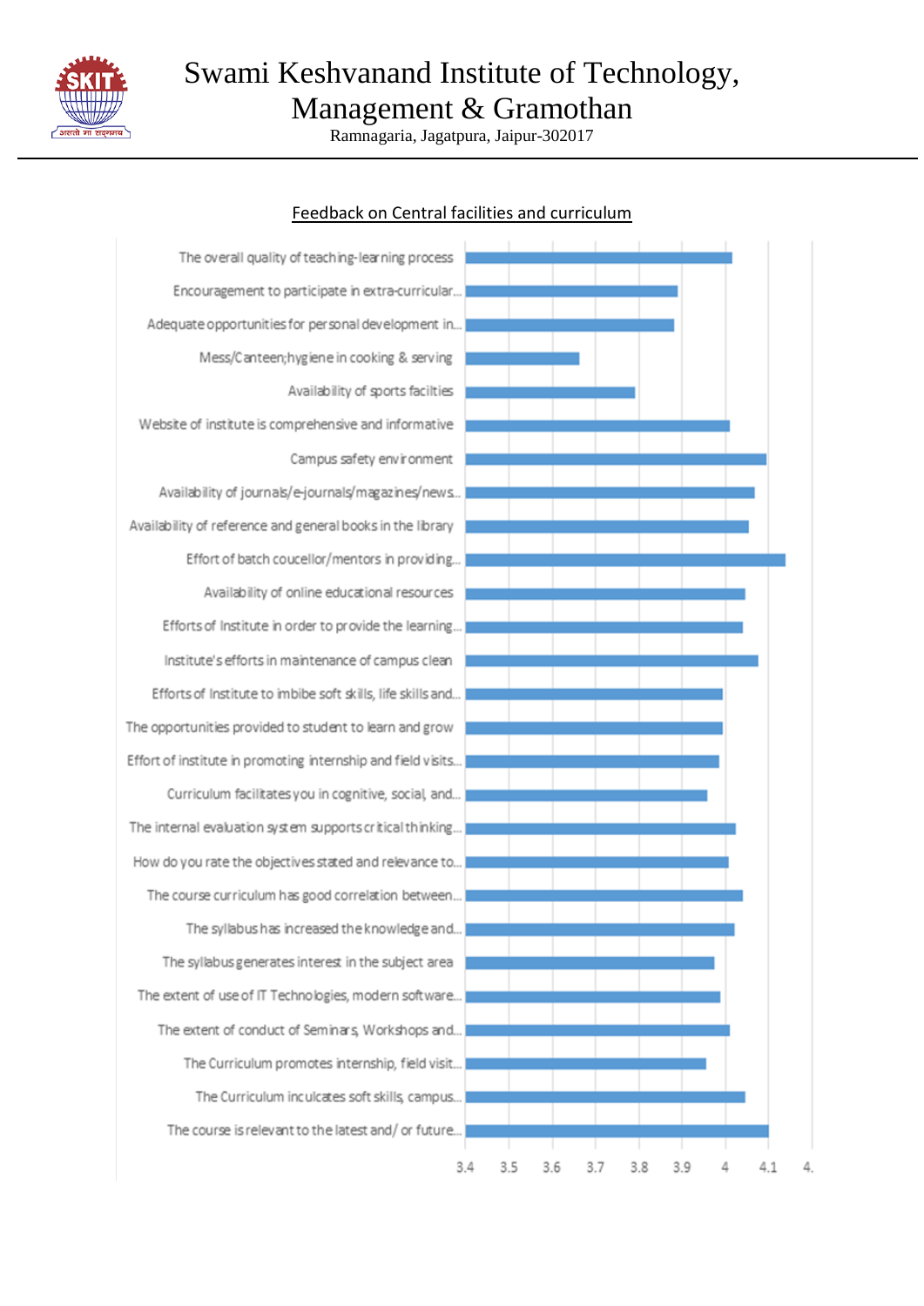# Swami Keshvanand Institute of Technology, Management & Gramothan

Ramnagaria, Jagatpura, Jaipur-302017

## Feedback on Central facilities and curriculum

- The overall quality of teaching-learning process
- Encouragement to participate in extra-curricular...
- Adequate opportunities for personal development in...
- Mess/Canteen;hygiene in cooking & serving
- Availability of sports facilties
- Website of institute is comprehensive and informative
- Campus safety environment
- Availability of journals/e-journals/magazines/news...
- Availability of reference and general books in the library
- Effort of batch coucellor/mentors in providing...
- Availability of online educational resources
- Efforts of Institute in order to provide the learning...
- Institute's efforts in maintenance of campus clean
- Efforts of Institute to imbibe soft skills, life skills and...
- The opportunities provided to student to learn and grow
- Effort of institute in promoting internship and field visits...
- Curriculum facilitates you in cognitive, social, and...
- The internal evaluation system supports critical thinking...
- How do you rate the objectives stated and relevance to...
- The course curriculum has good correlation between...
- The syllabus has increased the knowledge and...
- The syllabus generates interest in the subject area
- The extent of use of IT Technologies, modern software...
- The extent of conduct of Seminars, Workshops and...
- The Curriculum promotes internship, field visit...
- The Curriculum inculcates soft skills, campus...
- The course is relevant to the latest and/ or future...

3.4 3.5 3.6 3.7 3.8 3.9 4 4.1 4.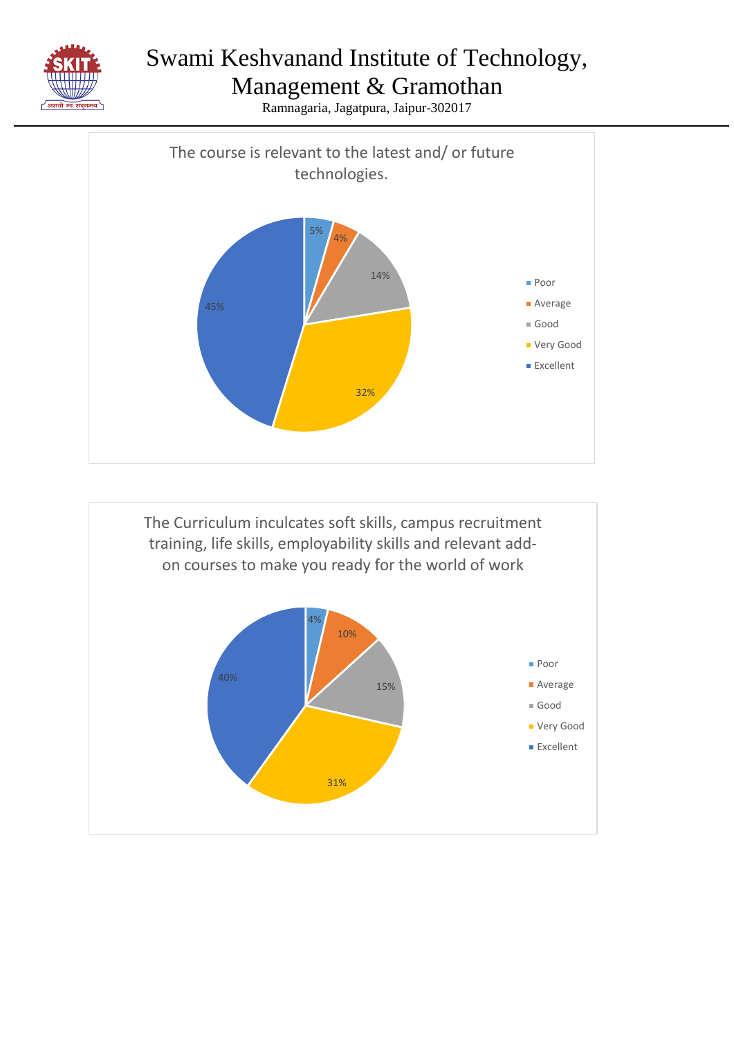# Swami Keshvanand Institute of Technology, Management & Gramothan

Ramnagaria, Jagatpura, Jaipur-302017

## The course is relevant to the latest and/ or future technologies.

| Response | Percentage |
|---|---|
| Poor | 5% |
| Average | 4% |
| Good | 14% |
| Very Good | 32% |
| Excellent | 45% |

## The Curriculum inculcates soft skills, campus recruitment training, life skills, employability skills and relevant add-on courses to make you ready for the world of work

| Response | Percentage |
|---|---|
| Poor | 4% |
| Average | 10% |
| Good | 15% |
| Very Good | 31% |
| Excellent | 40% |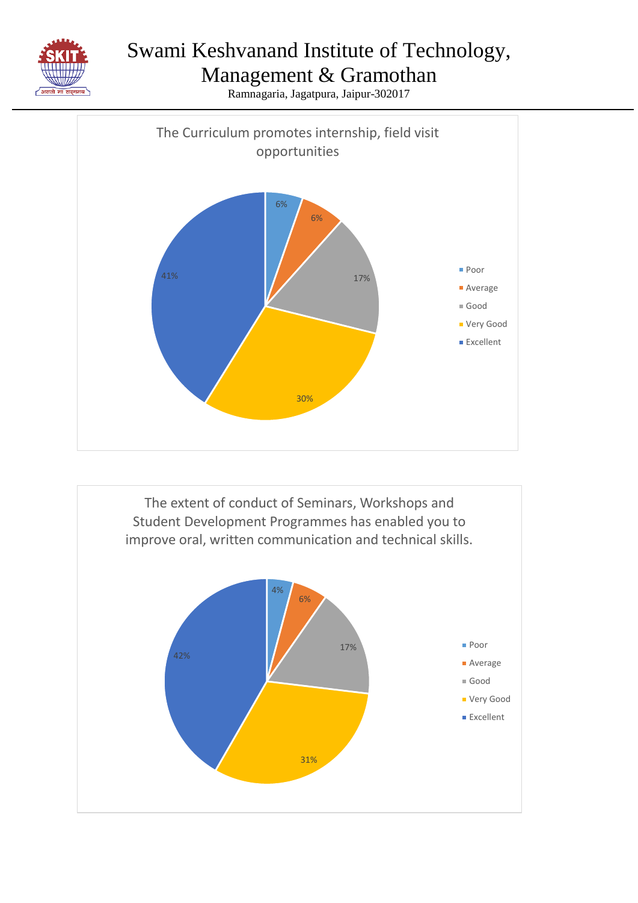# Swami Keshvanand Institute of Technology, Management & Gramothan

Ramnagaria, Jagatpura, Jaipur-302017

## The Curriculum promotes internship, field visit opportunities

| Rating | Percentage |
|---|---|
| Poor | 6% |
| Average | 6% |
| Good | 17% |
| Very Good | 30% |
| Excellent | 41% |

## The extent of conduct of Seminars, Workshops and Student Development Programmes has enabled you to improve oral, written communication and technical skills.

| Rating | Percentage |
|---|---|
| Poor | 4% |
| Average | 6% |
| Good | 17% |
| Very Good | 31% |
| Excellent | 42% |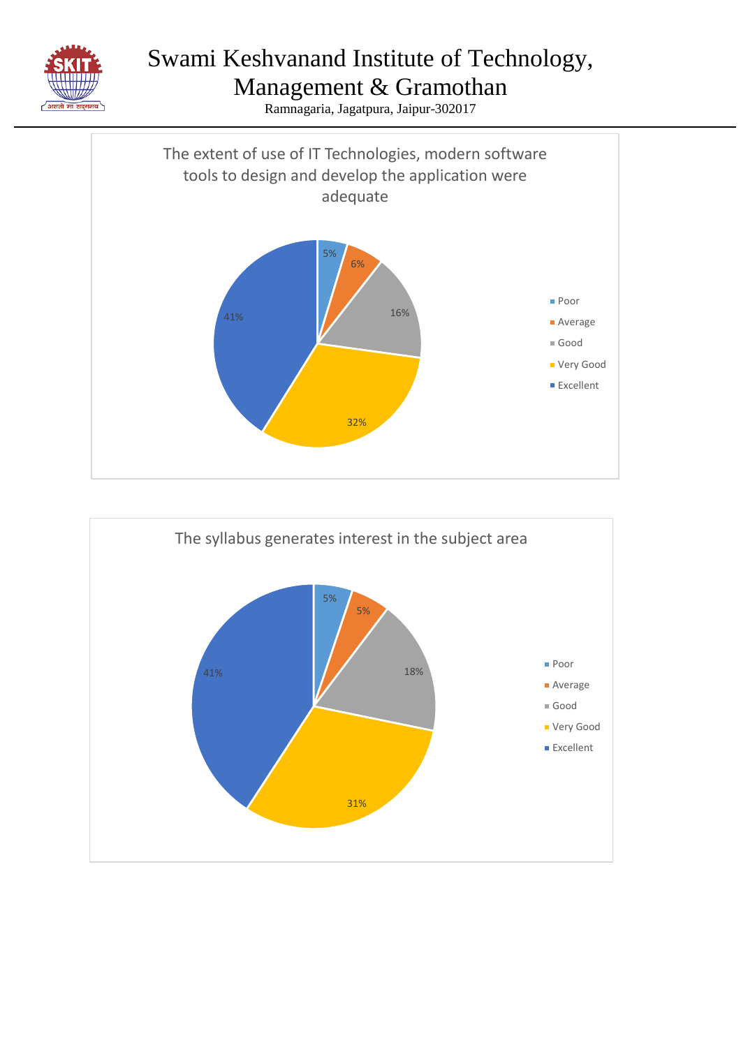# Swami Keshvanand Institute of Technology, Management & Gramothan

Ramnagaria, Jagatpura, Jaipur-302017

**The extent of use of IT Technologies, modern software tools to design and develop the application were adequate**

| Rating | Percentage |
|---|---|
| Poor | 5% |
| Average | 6% |
| Good | 16% |
| Very Good | 32% |
| Excellent | 41% |

**The syllabus generates interest in the subject area**

| Rating | Percentage |
|---|---|
| Poor | 5% |
| Average | 5% |
| Good | 18% |
| Very Good | 31% |
| Excellent | 41% |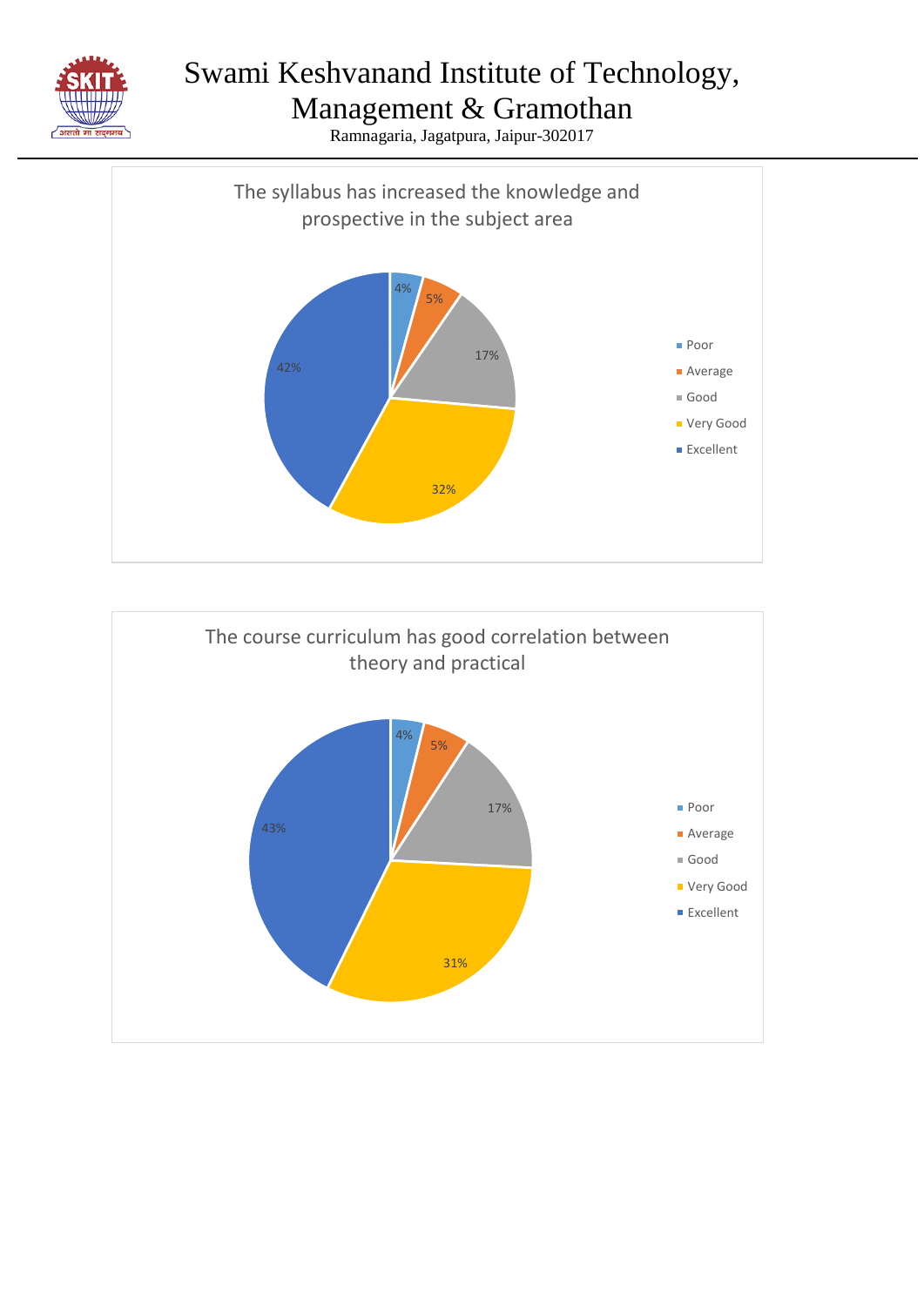# Swami Keshvanand Institute of Technology, Management & Gramothan

Ramnagaria, Jagatpura, Jaipur-302017

**The syllabus has increased the knowledge and prospective in the subject area**

| Response | Percentage |
|---|---|
| Poor | 4% |
| Average | 5% |
| Good | 17% |
| Very Good | 32% |
| Excellent | 42% |

**The course curriculum has good correlation between theory and practical**

| Response | Percentage |
|---|---|
| Poor | 4% |
| Average | 5% |
| Good | 17% |
| Very Good | 31% |
| Excellent | 43% |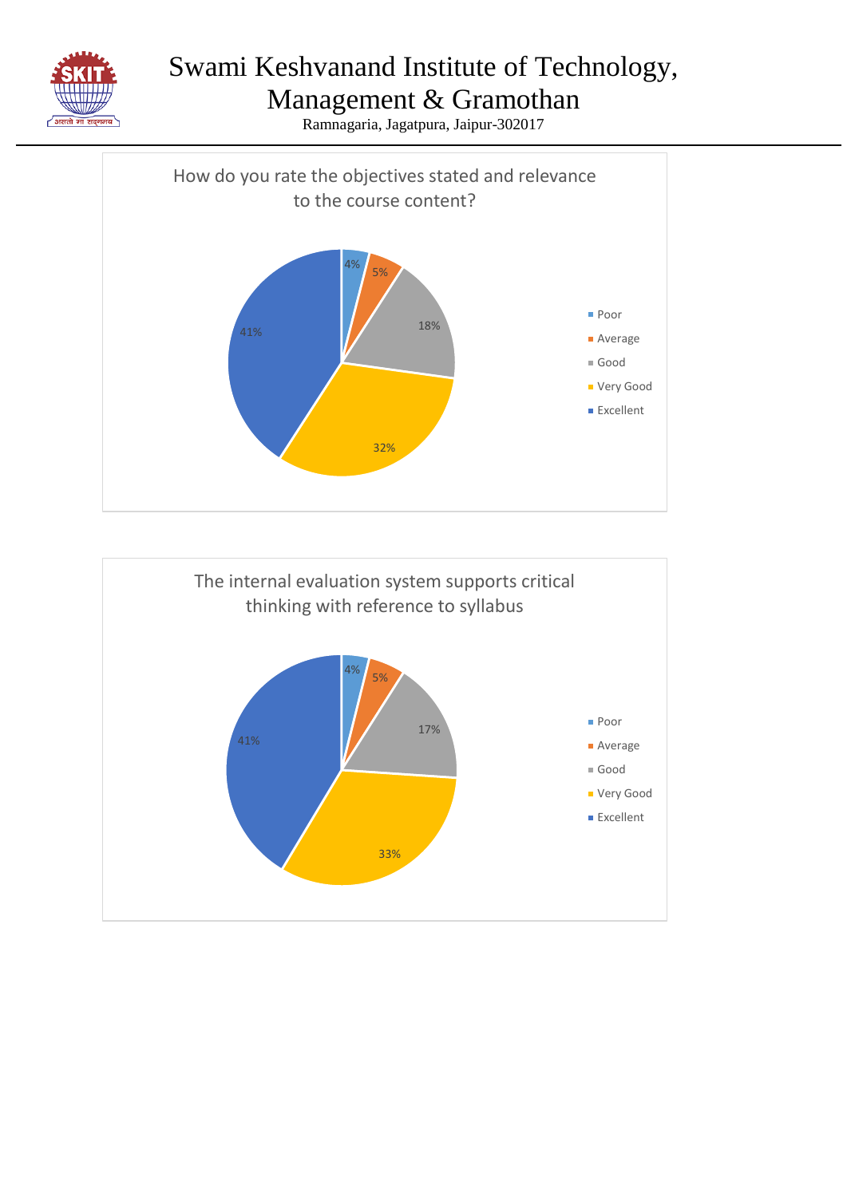# Swami Keshvanand Institute of Technology, Management & Gramothan

Ramnagaria, Jagatpura, Jaipur-302017

**How do you rate the objectives stated and relevance to the course content?**

| Rating | Percentage |
| --- | --- |
| Poor | 4% |
| Average | 5% |
| Good | 18% |
| Very Good | 32% |
| Excellent | 41% |

**The internal evaluation system supports critical thinking with reference to syllabus**

| Rating | Percentage |
| --- | --- |
| Poor | 4% |
| Average | 5% |
| Good | 17% |
| Very Good | 33% |
| Excellent | 41% |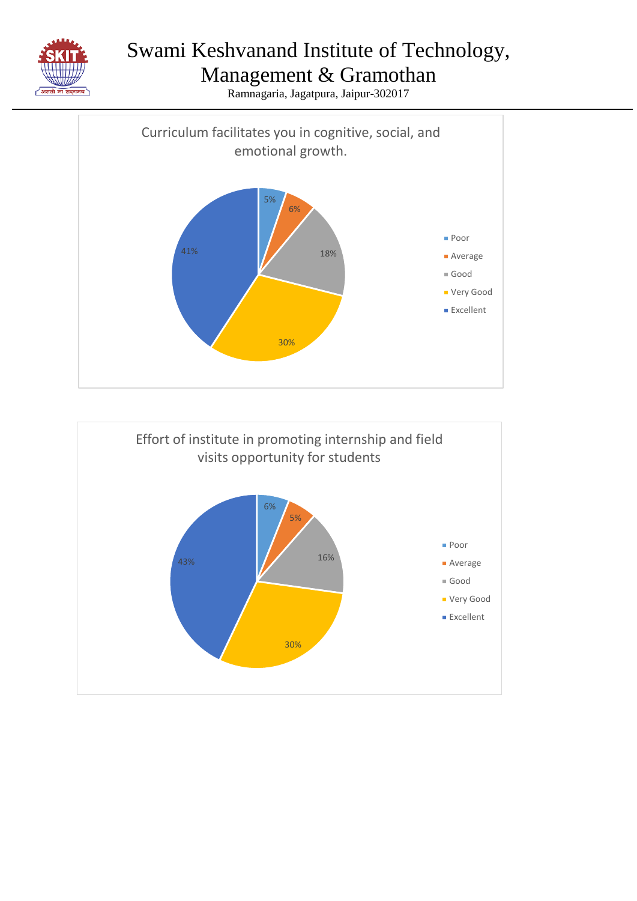# Swami Keshvanand Institute of Technology, Management & Gramothan

Ramnagaria, Jagatpura, Jaipur-302017

**Curriculum facilitates you in cognitive, social, and emotional growth.**

| Rating | Percentage |
|---|---|
| Poor | 5% |
| Average | 6% |
| Good | 18% |
| Very Good | 30% |
| Excellent | 41% |

**Effort of institute in promoting internship and field visits opportunity for students**

| Rating | Percentage |
|---|---|
| Poor | 6% |
| Average | 5% |
| Good | 16% |
| Very Good | 30% |
| Excellent | 43% |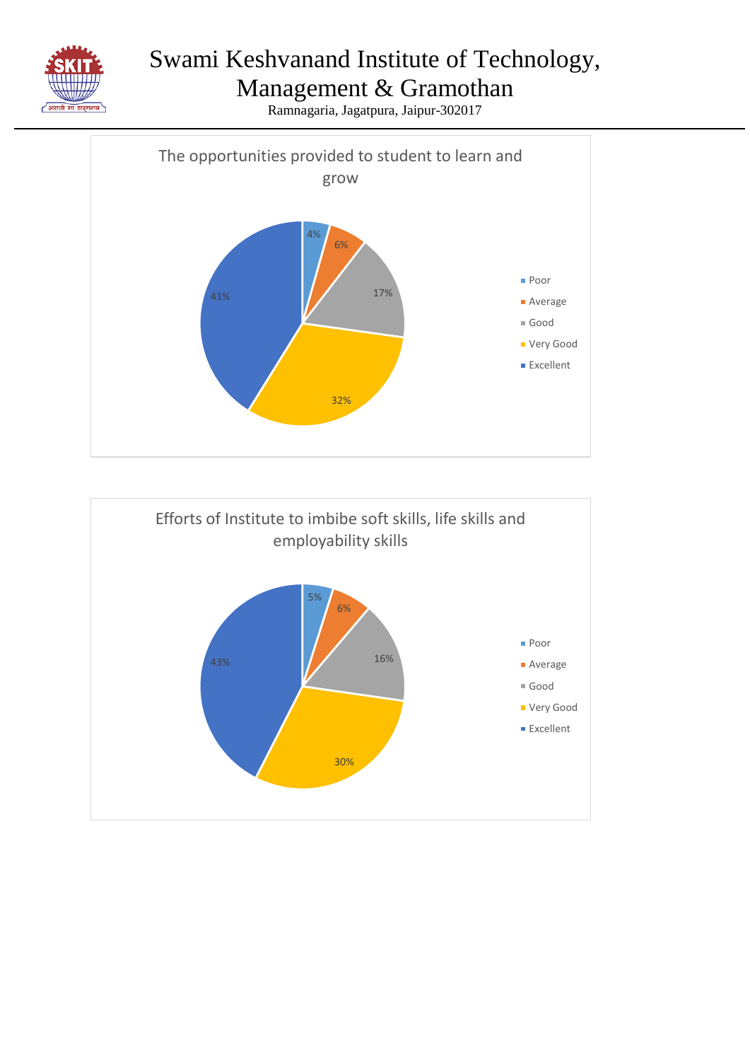The opportunities provided to student to learn and grow

| Rating | Percentage |
|---|---|
| Poor | 4% |
| Average | 6% |
| Good | 17% |
| Very Good | 32% |
| Excellent | 41% |

Efforts of Institute to imbibe soft skills, life skills and employability skills

| Rating | Percentage |
|---|---|
| Poor | 5% |
| Average | 6% |
| Good | 16% |
| Very Good | 30% |
| Excellent | 43% |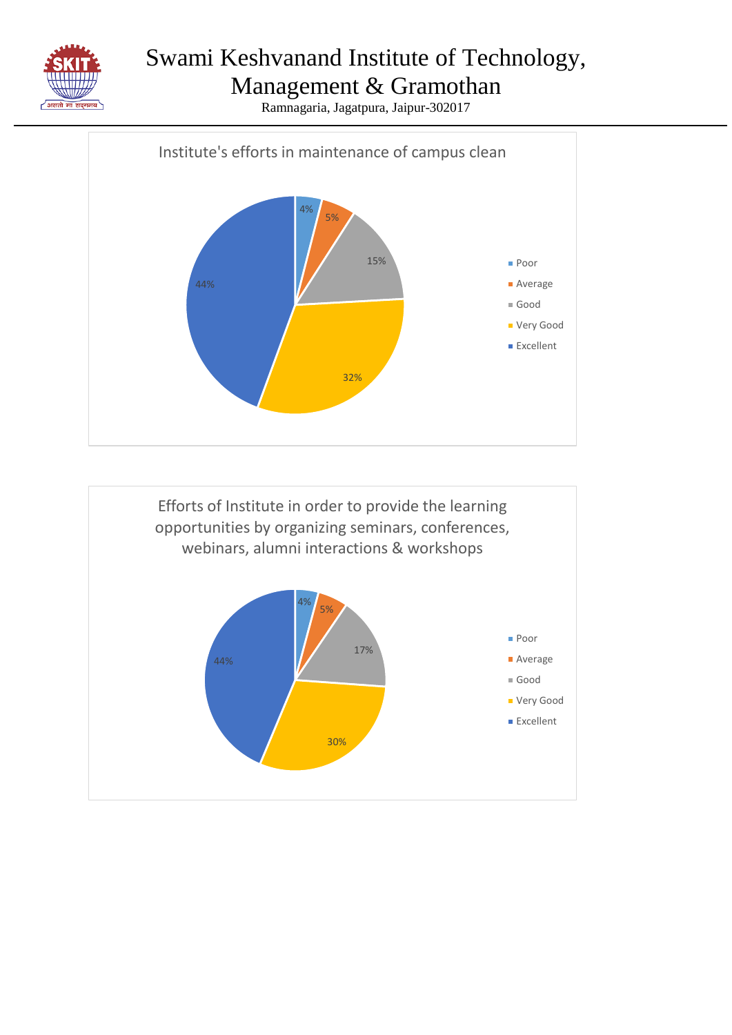# Swami Keshvanand Institute of Technology, Management & Gramothan

Ramnagaria, Jagatpura, Jaipur-302017

**Institute's efforts in maintenance of campus clean**

| Rating | Percentage |
|---|---|
| Poor | 4% |
| Average | 5% |
| Good | 15% |
| Very Good | 32% |
| Excellent | 44% |

**Efforts of Institute in order to provide the learning opportunities by organizing seminars, conferences, webinars, alumni interactions & workshops**

| Rating | Percentage |
|---|---|
| Poor | 4% |
| Average | 5% |
| Good | 17% |
| Very Good | 30% |
| Excellent | 44% |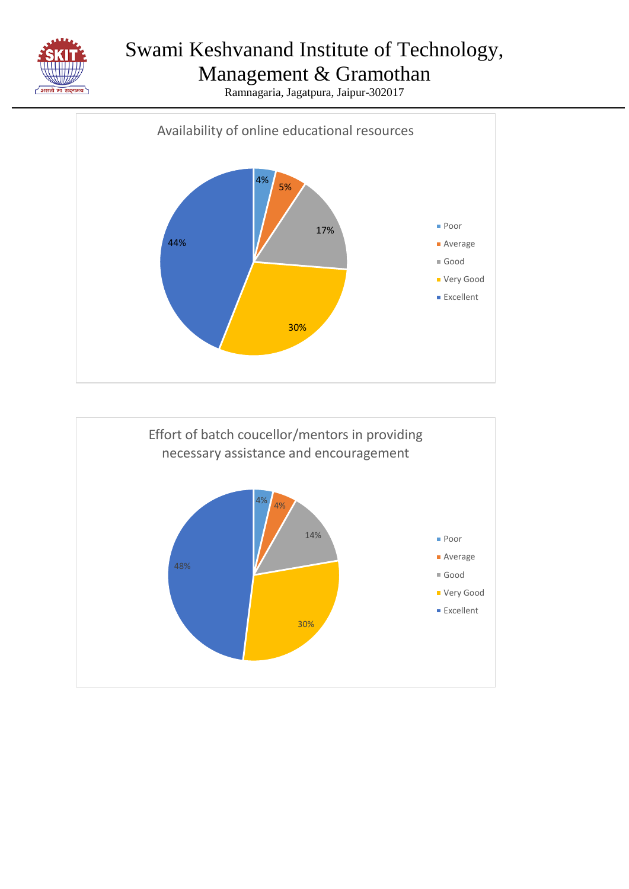# Swami Keshvanand Institute of Technology, Management & Gramothan

Ramnagaria, Jagatpura, Jaipur-302017

**Availability of online educational resources**

| Rating | Percentage |
|---|---|
| Poor | 4% |
| Average | 5% |
| Good | 17% |
| Very Good | 30% |
| Excellent | 44% |

**Effort of batch coucellor/mentors in providing necessary assistance and encouragement**

| Rating | Percentage |
|---|---|
| Poor | 4% |
| Average | 4% |
| Good | 14% |
| Very Good | 30% |
| Excellent | 48% |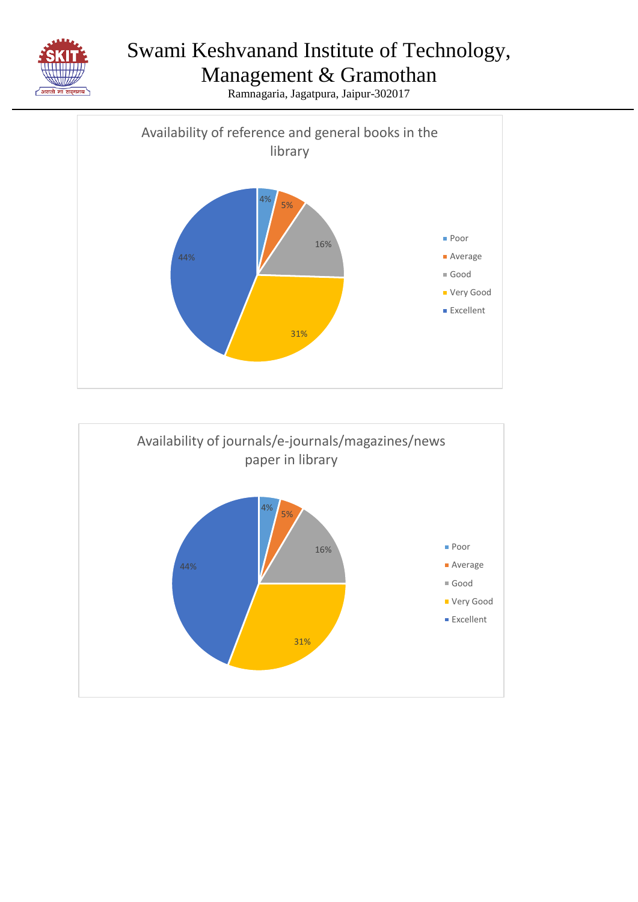# Swami Keshvanand Institute of Technology, Management & Gramothan

Ramnagaria, Jagatpura, Jaipur-302017

**Availability of reference and general books in the library**

| Rating | Percentage |
|---|---|
| Poor | 4% |
| Average | 5% |
| Good | 16% |
| Very Good | 31% |
| Excellent | 44% |

**Availability of journals/e-journals/magazines/news paper in library**

| Rating | Percentage |
|---|---|
| Poor | 4% |
| Average | 5% |
| Good | 16% |
| Very Good | 31% |
| Excellent | 44% |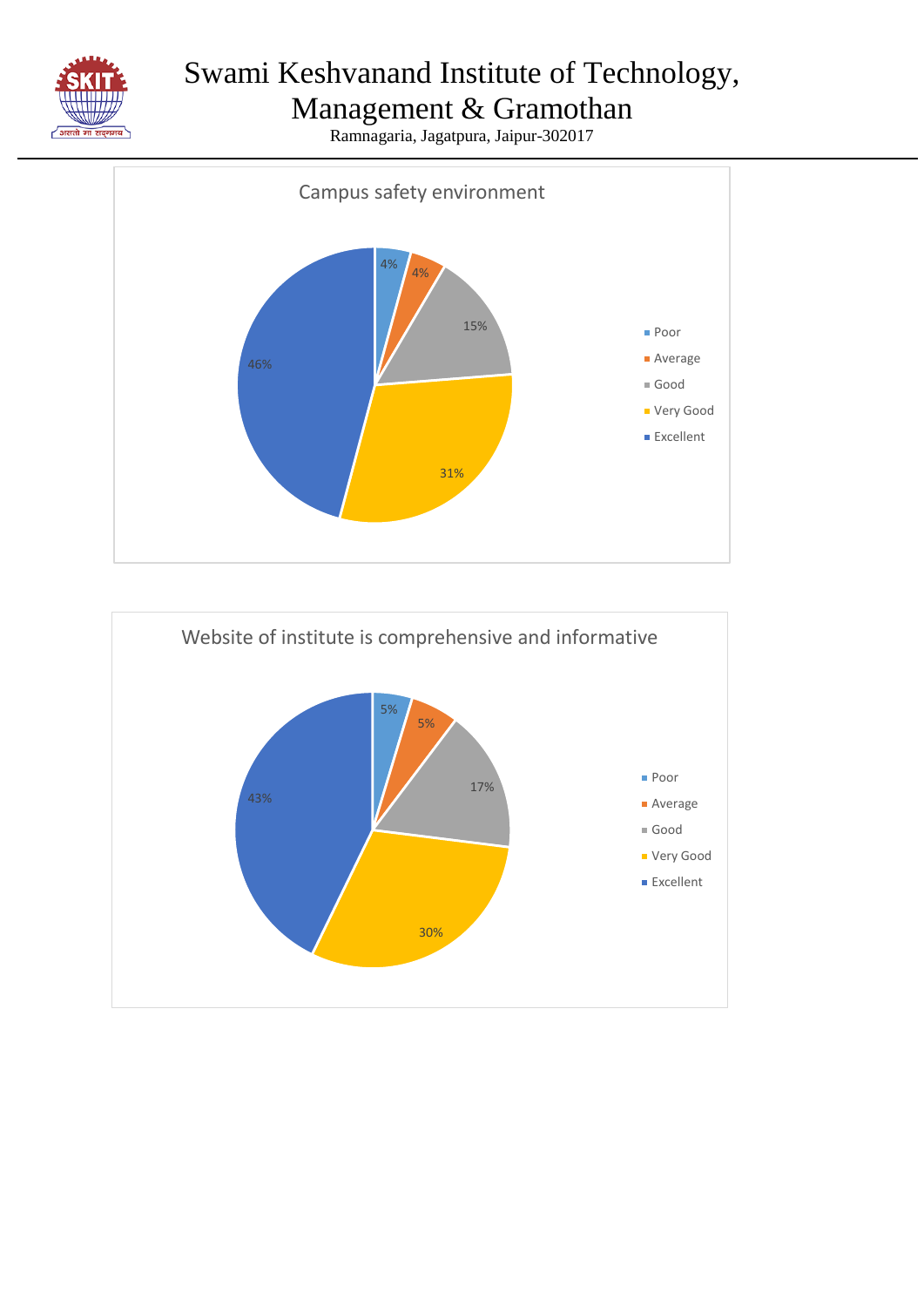# Swami Keshvanand Institute of Technology, Management & Gramothan

Ramnagaria, Jagatpura, Jaipur-302017

**Campus safety environment**

| Rating | Percentage |
|---|---|
| Poor | 4% |
| Average | 4% |
| Good | 15% |
| Very Good | 31% |
| Excellent | 46% |

**Website of institute is comprehensive and informative**

| Rating | Percentage |
|---|---|
| Poor | 5% |
| Average | 5% |
| Good | 17% |
| Very Good | 30% |
| Excellent | 43% |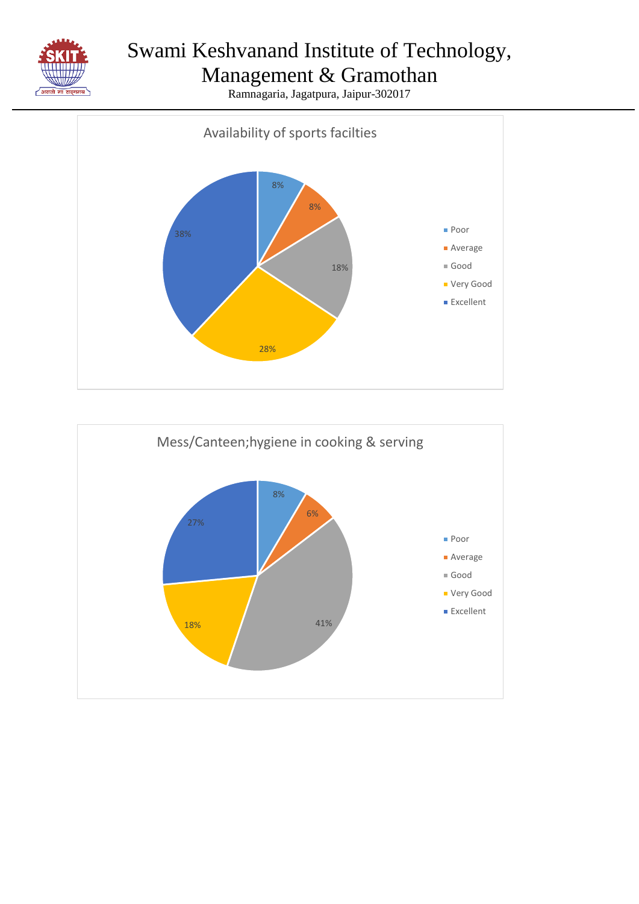# Swami Keshvanand Institute of Technology, Management & Gramothan

Ramnagaria, Jagatpura, Jaipur-302017

**Availability of sports facilties**

| Rating | Percentage |
| --- | --- |
| Poor | 8% |
| Average | 8% |
| Good | 18% |
| Very Good | 28% |
| Excellent | 38% |

**Mess/Canteen;hygiene in cooking & serving**

| Rating | Percentage |
| --- | --- |
| Poor | 8% |
| Average | 6% |
| Good | 41% |
| Very Good | 18% |
| Excellent | 27% |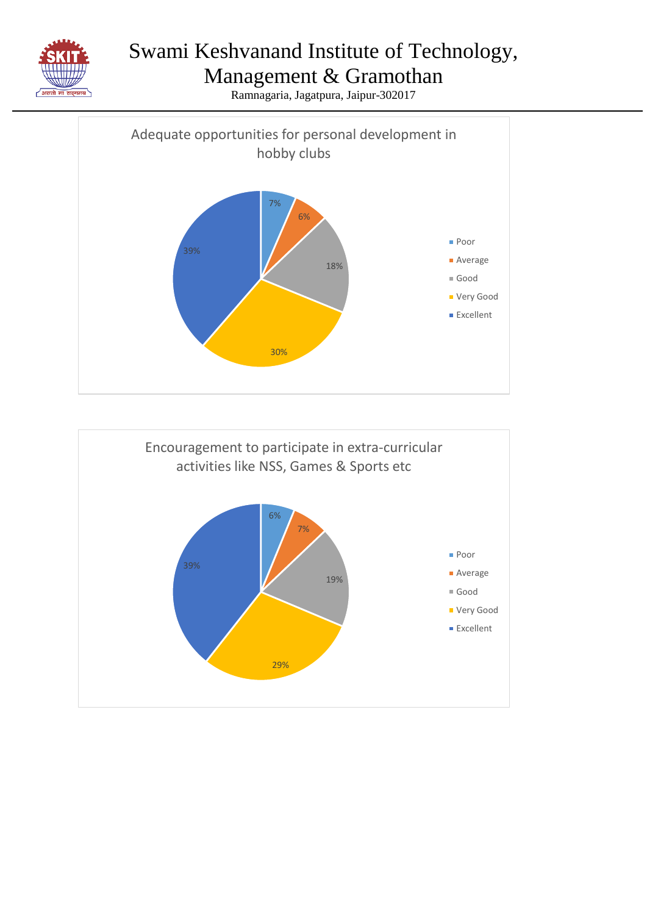# Swami Keshvanand Institute of Technology, Management & Gramothan

Ramnagaria, Jagatpura, Jaipur-302017

**Adequate opportunities for personal development in hobby clubs**

| Rating | Percentage |
| --- | --- |
| Poor | 7% |
| Average | 6% |
| Good | 18% |
| Very Good | 30% |
| Excellent | 39% |

**Encouragement to participate in extra-curricular activities like NSS, Games & Sports etc**

| Rating | Percentage |
| --- | --- |
| Poor | 6% |
| Average | 7% |
| Good | 19% |
| Very Good | 29% |
| Excellent | 39% |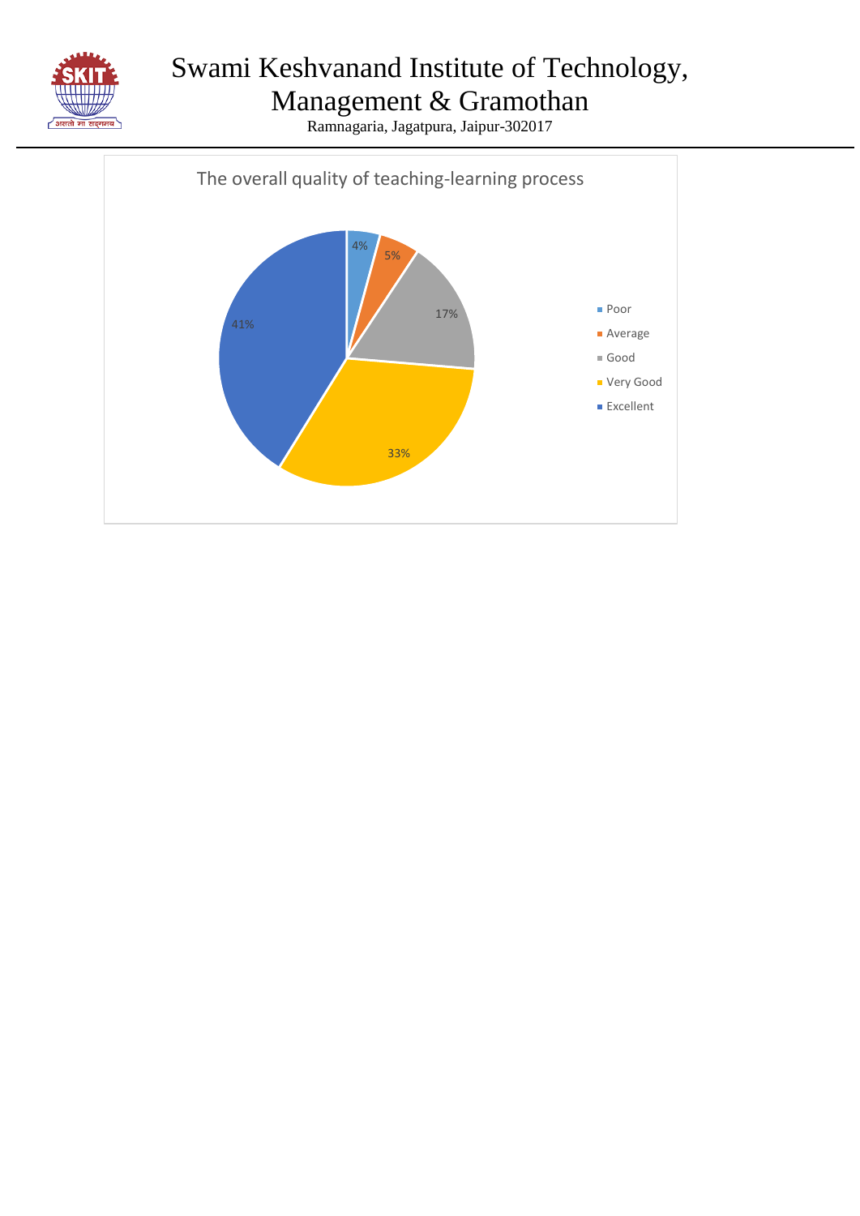# Swami Keshvanand Institute of Technology, Management & Gramothan

Ramnagaria, Jagatpura, Jaipur-302017

**The overall quality of teaching-learning process**

| Rating | Percentage |
|---|---|
| Poor | 4% |
| Average | 5% |
| Good | 17% |
| Very Good | 33% |
| Excellent | 41% |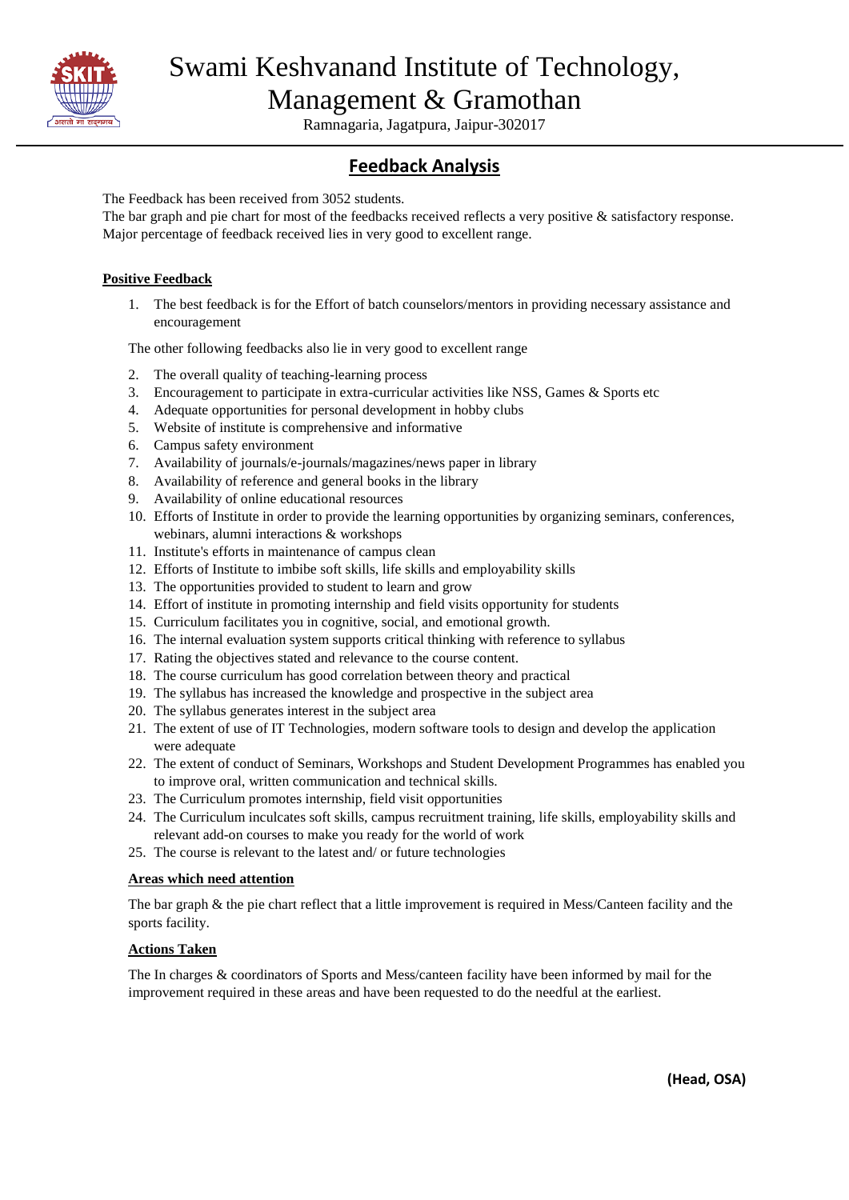# Swami Keshvanand Institute of Technology, Management & Gramothan

Ramnagaria, Jagatpura, Jaipur-302017

## Feedback Analysis

The Feedback has been received from 3052 students.
The bar graph and pie chart for most of the feedbacks received reflects a very positive & satisfactory response.
Major percentage of feedback received lies in very good to excellent range.

### Positive Feedback

1. The best feedback is for the Effort of batch counselors/mentors in providing necessary assistance and encouragement

The other following feedbacks also lie in very good to excellent range

2. The overall quality of teaching-learning process
3. Encouragement to participate in extra-curricular activities like NSS, Games & Sports etc
4. Adequate opportunities for personal development in hobby clubs
5. Website of institute is comprehensive and informative
6. Campus safety environment
7. Availability of journals/e-journals/magazines/news paper in library
8. Availability of reference and general books in the library
9. Availability of online educational resources
10. Efforts of Institute in order to provide the learning opportunities by organizing seminars, conferences, webinars, alumni interactions & workshops
11. Institute's efforts in maintenance of campus clean
12. Efforts of Institute to imbibe soft skills, life skills and employability skills
13. The opportunities provided to student to learn and grow
14. Effort of institute in promoting internship and field visits opportunity for students
15. Curriculum facilitates you in cognitive, social, and emotional growth.
16. The internal evaluation system supports critical thinking with reference to syllabus
17. Rating the objectives stated and relevance to the course content.
18. The course curriculum has good correlation between theory and practical
19. The syllabus has increased the knowledge and prospective in the subject area
20. The syllabus generates interest in the subject area
21. The extent of use of IT Technologies, modern software tools to design and develop the application were adequate
22. The extent of conduct of Seminars, Workshops and Student Development Programmes has enabled you to improve oral, written communication and technical skills.
23. The Curriculum promotes internship, field visit opportunities
24. The Curriculum inculcates soft skills, campus recruitment training, life skills, employability skills and relevant add-on courses to make you ready for the world of work
25. The course is relevant to the latest and/ or future technologies

### Areas which need attention

The bar graph & the pie chart reflect that a little improvement is required in Mess/Canteen facility and the sports facility.

### Actions Taken

The In charges & coordinators of Sports and Mess/canteen facility have been informed by mail for the improvement required in these areas and have been requested to do the needful at the earliest.

**(Head, OSA)**